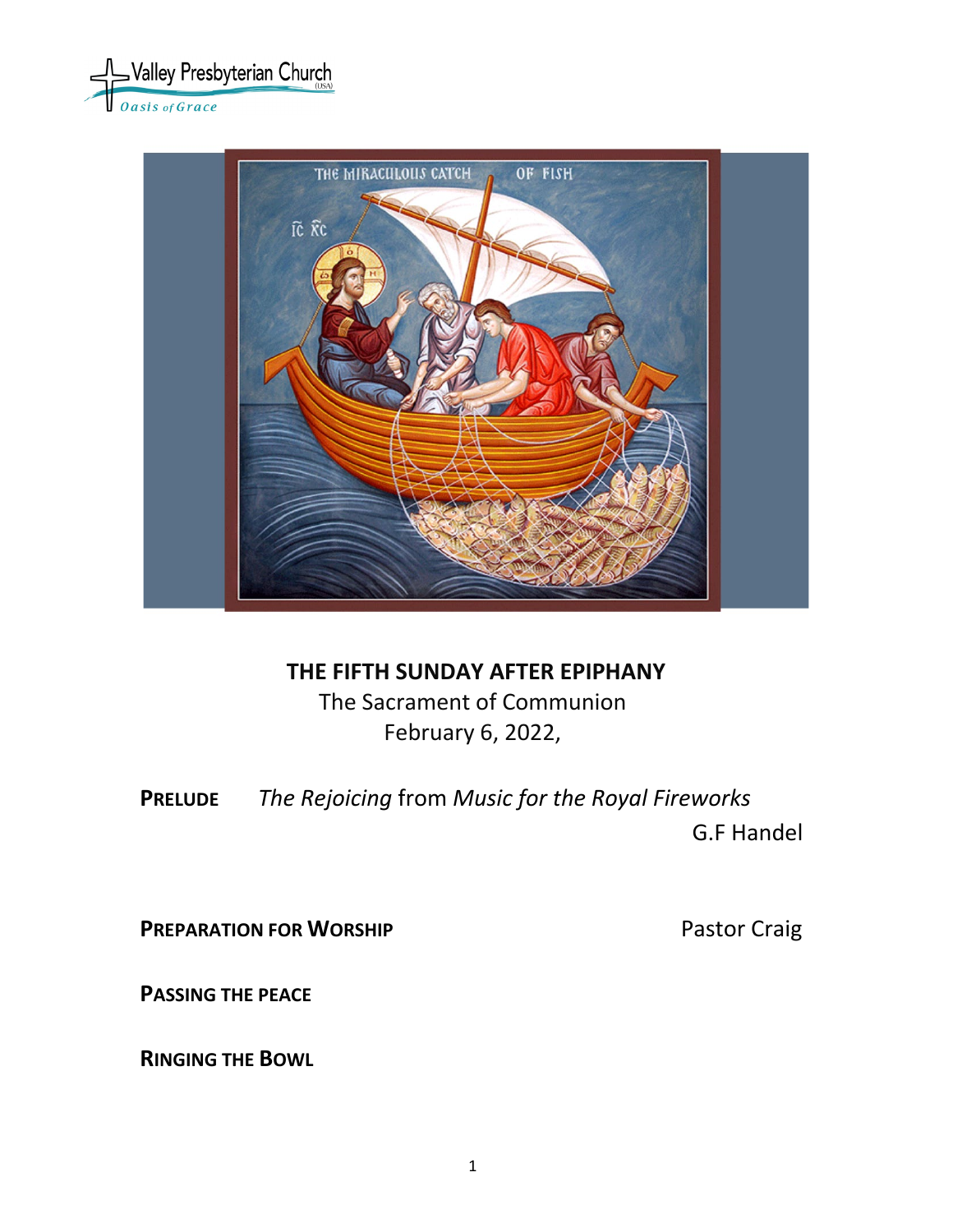Valley Presbyterian Church (USA)
Oasis of Grace

# THE FIFTH SUNDAY AFTER EPIPHANY

The Sacrament of Communion
February 6, 2022,

**PRELUDE** *The Rejoicing* from *Music for the Royal Fireworks*
G.F Handel

**PREPARATION FOR WORSHIP** Pastor Craig

**PASSING THE PEACE**

**RINGING THE BOWL**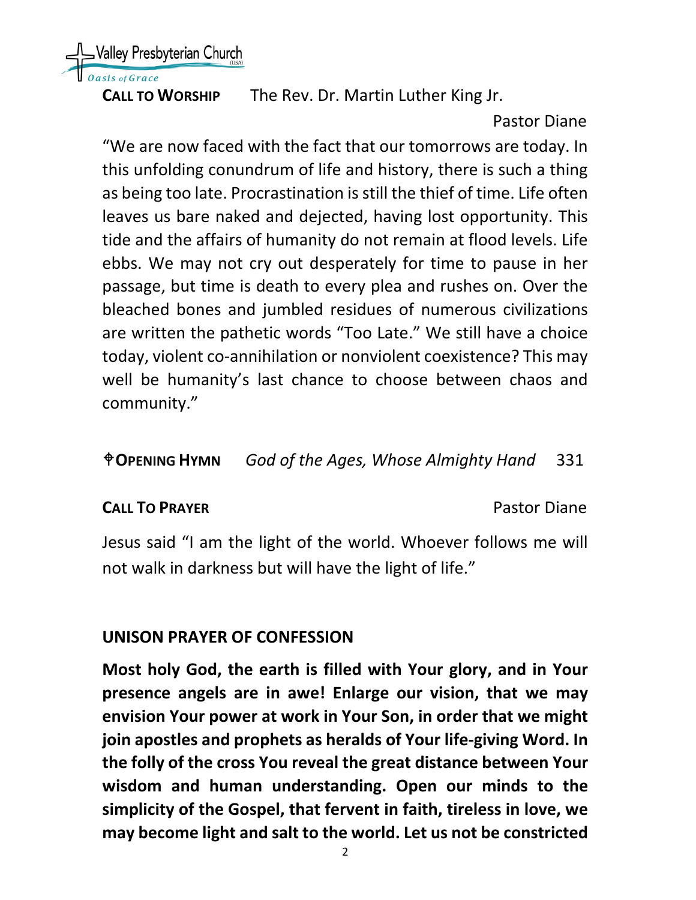**CALL TO WORSHIP** The Rev. Dr. Martin Luther King Jr.

Pastor Diane

"We are now faced with the fact that our tomorrows are today. In this unfolding conundrum of life and history, there is such a thing as being too late. Procrastination is still the thief of time. Life often leaves us bare naked and dejected, having lost opportunity. This tide and the affairs of humanity do not remain at flood levels. Life ebbs. We may not cry out desperately for time to pause in her passage, but time is death to every plea and rushes on. Over the bleached bones and jumbled residues of numerous civilizations are written the pathetic words "Too Late." We still have a choice today, violent co-annihilation or nonviolent coexistence? This may well be humanity's last chance to choose between chaos and community."

✠**OPENING HYMN** *God of the Ages, Whose Almighty Hand* 331

**CALL TO PRAYER** Pastor Diane

Jesus said "I am the light of the world. Whoever follows me will not walk in darkness but will have the light of life."

**UNISON PRAYER OF CONFESSION**

**Most holy God, the earth is filled with Your glory, and in Your presence angels are in awe! Enlarge our vision, that we may envision Your power at work in Your Son, in order that we might join apostles and prophets as heralds of Your life-giving Word. In the folly of the cross You reveal the great distance between Your wisdom and human understanding. Open our minds to the simplicity of the Gospel, that fervent in faith, tireless in love, we may become light and salt to the world. Let us not be constricted**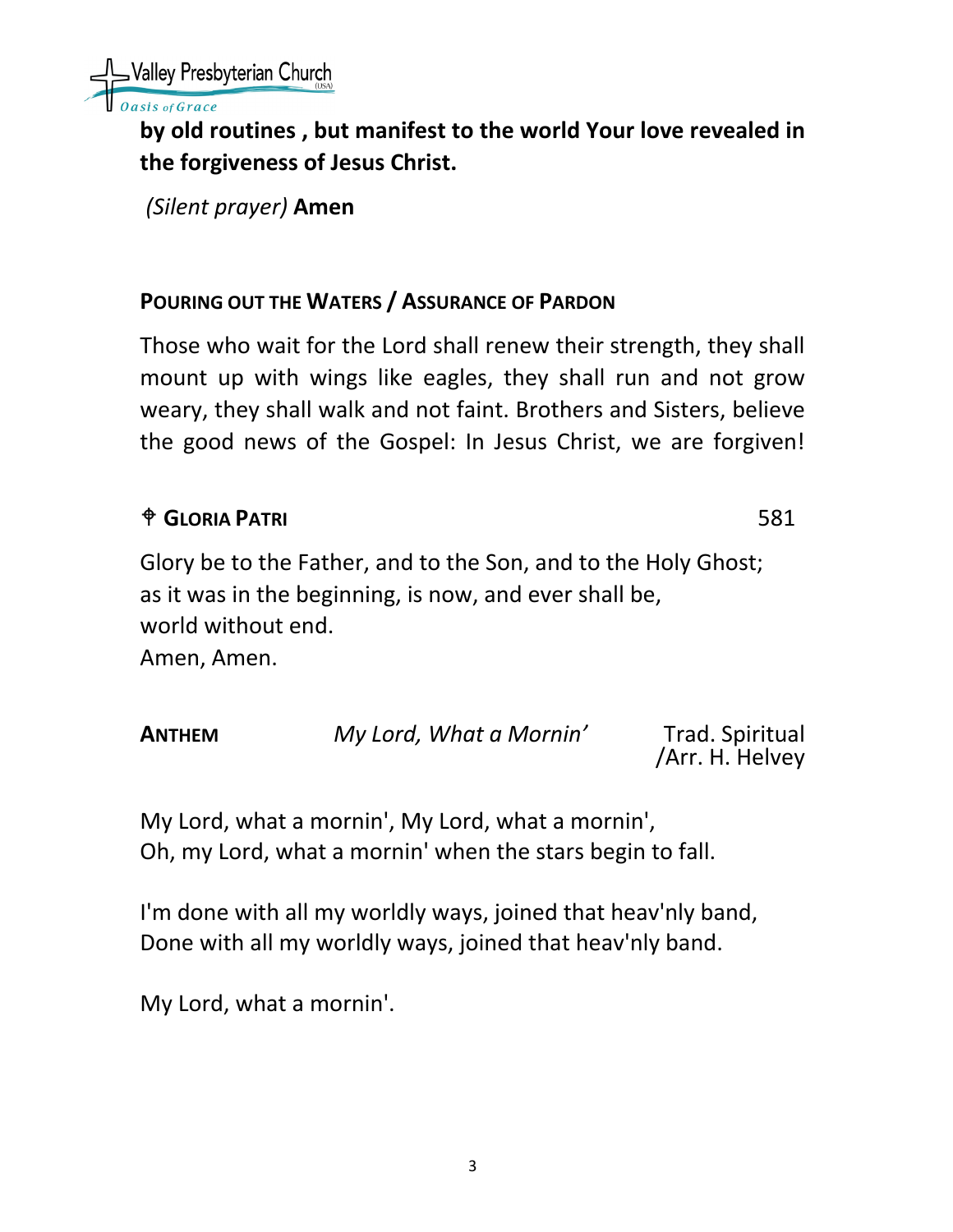**by old routines , but manifest to the world Your love revealed in the forgiveness of Jesus Christ.**

*(Silent prayer)* **Amen**

**POURING OUT THE WATERS / ASSURANCE OF PARDON**

Those who wait for the Lord shall renew their strength, they shall mount up with wings like eagles, they shall run and not grow weary, they shall walk and not faint. Brothers and Sisters, believe the good news of the Gospel: In Jesus Christ, we are forgiven!

**⌖ GLORIA PATRI** 581

Glory be to the Father, and to the Son, and to the Holy Ghost;
as it was in the beginning, is now, and ever shall be,
world without end.
Amen, Amen.

**ANTHEM** *My Lord, What a Mornin'* Trad. Spiritual /Arr. H. Helvey

My Lord, what a mornin', My Lord, what a mornin',
Oh, my Lord, what a mornin' when the stars begin to fall.

I'm done with all my worldly ways, joined that heav'nly band,
Done with all my worldly ways, joined that heav'nly band.

My Lord, what a mornin'.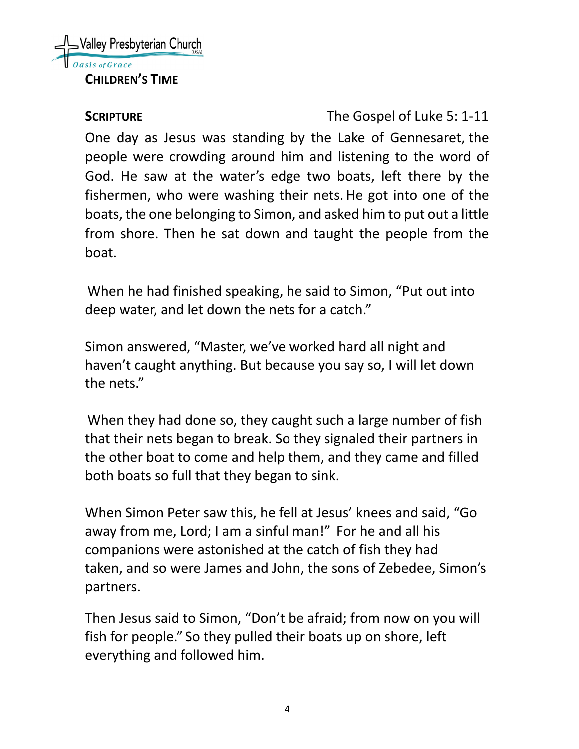**CHILDREN'S TIME**

**SCRIPTURE** The Gospel of Luke 5: 1-11

One day as Jesus was standing by the Lake of Gennesaret, the people were crowding around him and listening to the word of God. He saw at the water's edge two boats, left there by the fishermen, who were washing their nets. He got into one of the boats, the one belonging to Simon, and asked him to put out a little from shore. Then he sat down and taught the people from the boat.

When he had finished speaking, he said to Simon, "Put out into deep water, and let down the nets for a catch."

Simon answered, "Master, we've worked hard all night and haven't caught anything. But because you say so, I will let down the nets."

When they had done so, they caught such a large number of fish that their nets began to break. So they signaled their partners in the other boat to come and help them, and they came and filled both boats so full that they began to sink.

When Simon Peter saw this, he fell at Jesus' knees and said, "Go away from me, Lord; I am a sinful man!" For he and all his companions were astonished at the catch of fish they had taken, and so were James and John, the sons of Zebedee, Simon's partners.

Then Jesus said to Simon, "Don't be afraid; from now on you will fish for people." So they pulled their boats up on shore, left everything and followed him.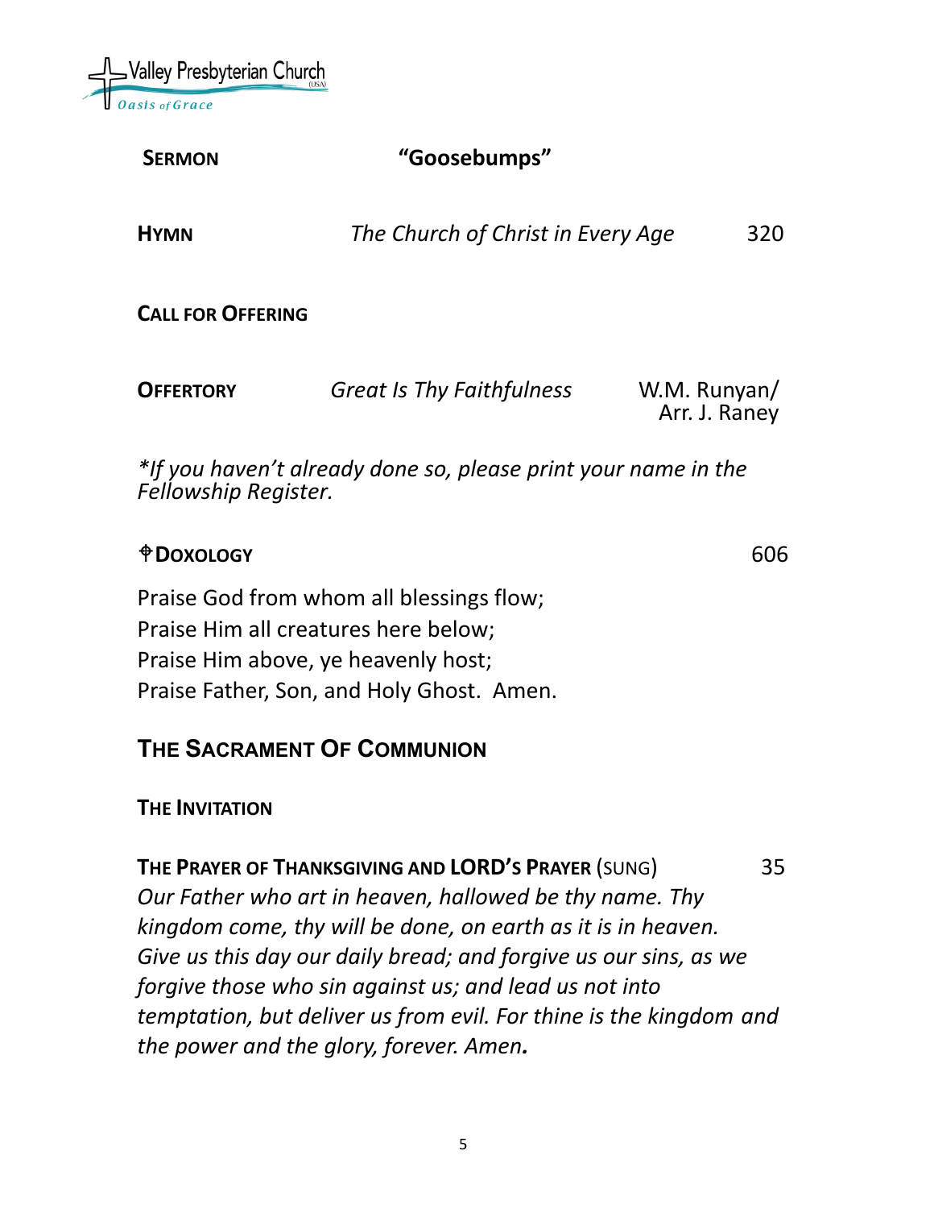**SERMON** **"Goosebumps"**

**HYMN** *The Church of Christ in Every Age* 320

**CALL FOR OFFERING**

**OFFERTORY** *Great Is Thy Faithfulness* W.M. Runyan/ Arr. J. Raney

*\*If you haven't already done so, please print your name in the Fellowship Register.*

**✠DOXOLOGY** 606

Praise God from whom all blessings flow;
Praise Him all creatures here below;
Praise Him above, ye heavenly host;
Praise Father, Son, and Holy Ghost. Amen.

## THE SACRAMENT OF COMMUNION

**THE INVITATION**

**THE PRAYER OF THANKSGIVING AND LORD'S PRAYER** (SUNG) 35

*Our Father who art in heaven, hallowed be thy name. Thy kingdom come, thy will be done, on earth as it is in heaven. Give us this day our daily bread; and forgive us our sins, as we forgive those who sin against us; and lead us not into temptation, but deliver us from evil. For thine is the kingdom and the power and the glory, forever. Amen.*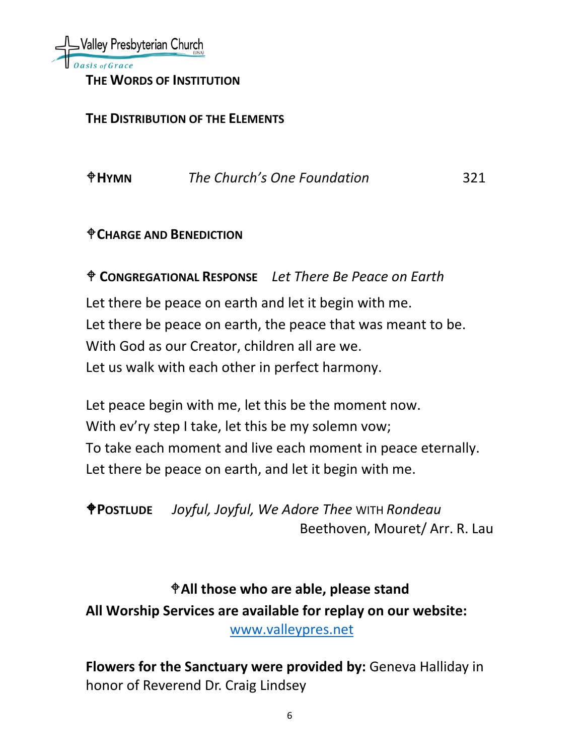**The Words of Institution**

**The Distribution of the Elements**

✟**Hymn** *The Church's One Foundation* 321

✟**Charge and Benediction**

✟ **Congregational Response** *Let There Be Peace on Earth*

Let there be peace on earth and let it begin with me.
Let there be peace on earth, the peace that was meant to be.
With God as our Creator, children all are we.
Let us walk with each other in perfect harmony.

Let peace begin with me, let this be the moment now.
With ev'ry step I take, let this be my solemn vow;
To take each moment and live each moment in peace eternally.
Let there be peace on earth, and let it begin with me.

✟**Postlude** *Joyful, Joyful, We Adore Thee* with *Rondeau*
Beethoven, Mouret/ Arr. R. Lau

**✟All those who are able, please stand**

**All Worship Services are available for replay on our website:**
[www.valleypres.net](http://www.valleypres.net)

**Flowers for the Sanctuary were provided by:** Geneva Halliday in honor of Reverend Dr. Craig Lindsey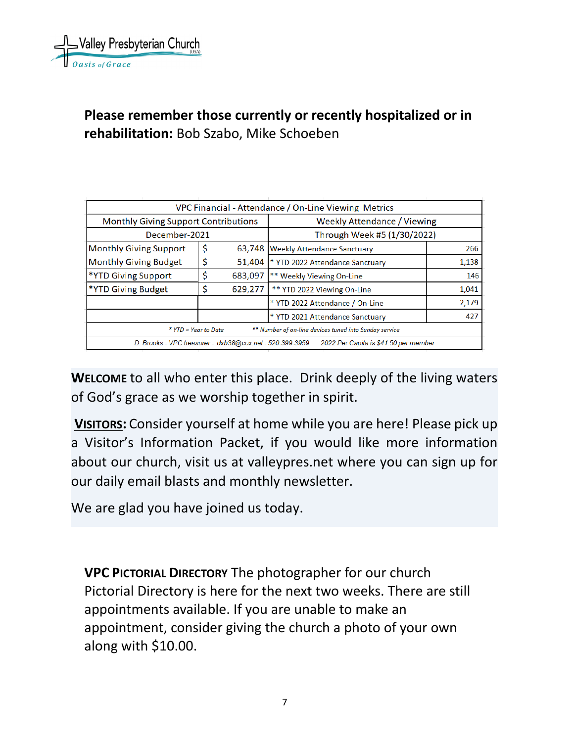**Please remember those currently or recently hospitalized or in rehabilitation:** Bob Szabo, Mike Schoeben

| VPC Financial - Attendance / On-Line Viewing Metrics | | | | |
|---|---|---|---|---|
| Monthly Giving Support Contributions | | | Weekly Attendance / Viewing | |
| December-2021 | | | Through Week #5 (1/30/2022) | |
| Monthly Giving Support | $ | 63,748 | Weekly Attendance Sanctuary | 266 |
| Monthly Giving Budget | $ | 51,404 | * YTD 2022 Attendance Sanctuary | 1,138 |
| *YTD Giving Support | $ | 683,097 | ** Weekly Viewing On-Line | 146 |
| *YTD Giving Budget | $ | 629,277 | ** YTD 2022 Viewing On-Line | 1,041 |
| | | | * YTD 2022 Attendance / On-Line | 2,179 |
| | | | * YTD 2021 Attendance Sanctuary | 427 |
| *\* YTD = Year to Date* | | | *\*\* Number of on-line devices tuned into Sunday service* | |
| *D. Brooks - VPC treasurer - dxb38@cox.net - 520-399-3959* | | | *2022 Per Capita is $41.50 per member* | |

**WELCOME** to all who enter this place. Drink deeply of the living waters of God's grace as we worship together in spirit.

**VISITORS:** Consider yourself at home while you are here! Please pick up a Visitor's Information Packet, if you would like more information about our church, visit us at valleypres.net where you can sign up for our daily email blasts and monthly newsletter.

We are glad you have joined us today.

**VPC PICTORIAL DIRECTORY** The photographer for our church Pictorial Directory is here for the next two weeks. There are still appointments available. If you are unable to make an appointment, consider giving the church a photo of your own along with $10.00.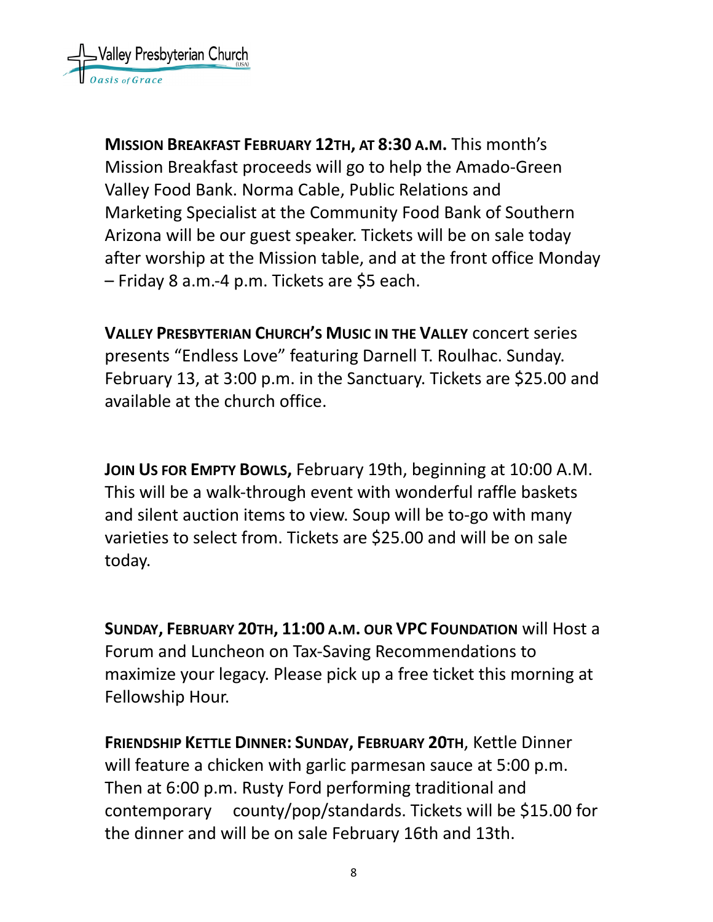**MISSION BREAKFAST FEBRUARY 12TH, AT 8:30 A.M.** This month's Mission Breakfast proceeds will go to help the Amado-Green Valley Food Bank. Norma Cable, Public Relations and Marketing Specialist at the Community Food Bank of Southern Arizona will be our guest speaker. Tickets will be on sale today after worship at the Mission table, and at the front office Monday – Friday 8 a.m.-4 p.m. Tickets are $5 each.

**VALLEY PRESBYTERIAN CHURCH'S MUSIC IN THE VALLEY** concert series presents "Endless Love" featuring Darnell T. Roulhac. Sunday. February 13, at 3:00 p.m. in the Sanctuary. Tickets are $25.00 and available at the church office.

**JOIN US FOR EMPTY BOWLS,** February 19th, beginning at 10:00 A.M. This will be a walk-through event with wonderful raffle baskets and silent auction items to view. Soup will be to-go with many varieties to select from. Tickets are $25.00 and will be on sale today.

**SUNDAY, FEBRUARY 20TH, 11:00 A.M. OUR VPC FOUNDATION** will Host a Forum and Luncheon on Tax-Saving Recommendations to maximize your legacy. Please pick up a free ticket this morning at Fellowship Hour.

**FRIENDSHIP KETTLE DINNER: SUNDAY, FEBRUARY 20TH**, Kettle Dinner will feature a chicken with garlic parmesan sauce at 5:00 p.m. Then at 6:00 p.m. Rusty Ford performing traditional and contemporary county/pop/standards. Tickets will be $15.00 for the dinner and will be on sale February 16th and 13th.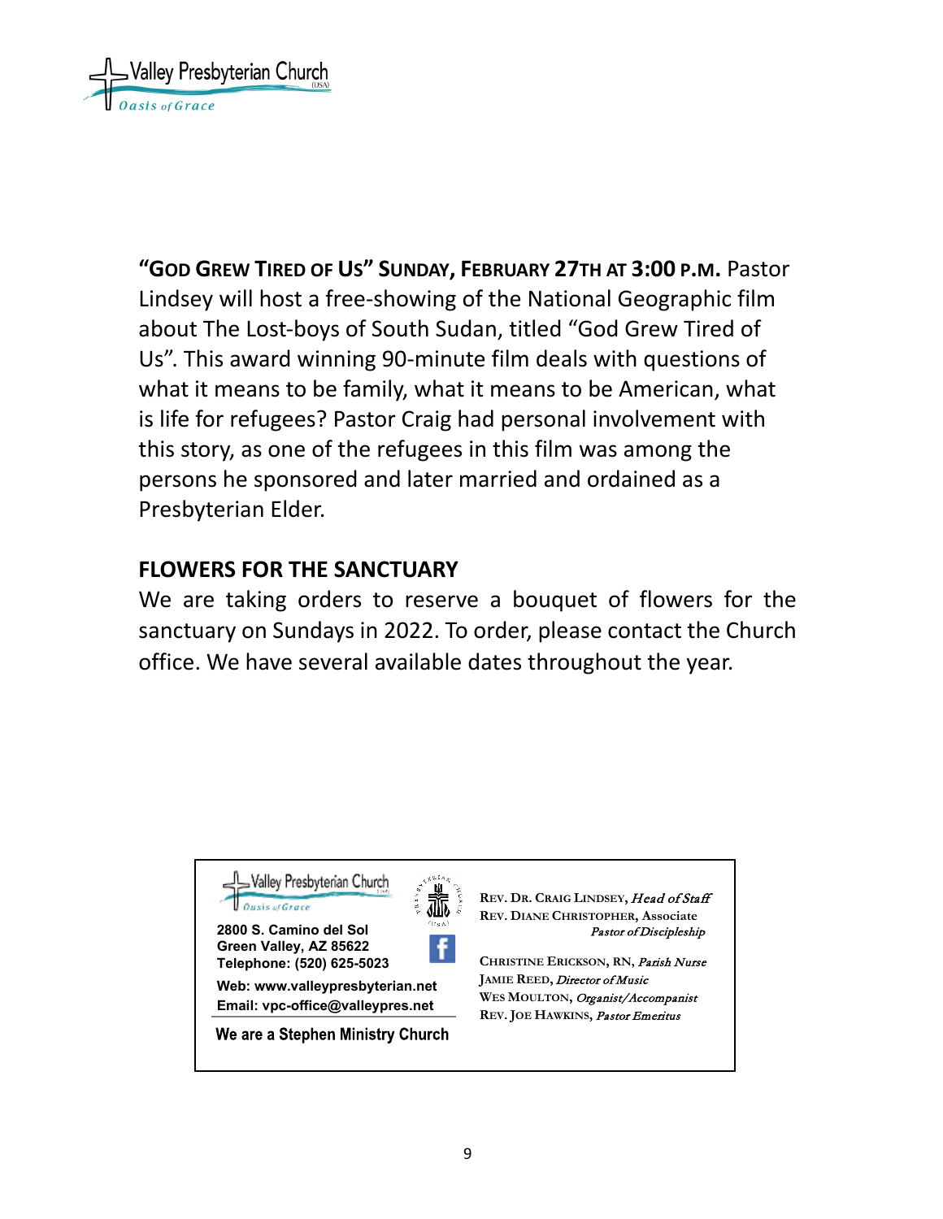**"God Grew Tired of Us" Sunday, February 27th at 3:00 p.m.** Pastor Lindsey will host a free-showing of the National Geographic film about The Lost-boys of South Sudan, titled "God Grew Tired of Us". This award winning 90-minute film deals with questions of what it means to be family, what it means to be American, what is life for refugees? Pastor Craig had personal involvement with this story, as one of the refugees in this film was among the persons he sponsored and later married and ordained as a Presbyterian Elder.

## FLOWERS FOR THE SANCTUARY

We are taking orders to reserve a bouquet of flowers for the sanctuary on Sundays in 2022. To order, please contact the Church office. We have several available dates throughout the year.

---

Valley Presbyterian Church (USA)
*Oasis of Grace*

**2800 S. Camino del Sol**
**Green Valley, AZ 85622**
**Telephone: (520) 625-5023**

**Web: www.valleypresbyterian.net**
**Email: vpc-office@valleypres.net**

**We are a Stephen Ministry Church**

Rev. Dr. Craig Lindsey, *Head of Staff*
Rev. Diane Christopher, Associate *Pastor of Discipleship*

Christine Erickson, RN, *Parish Nurse*
Jamie Reed, *Director of Music*
Wes Moulton, *Organist/Accompanist*
Rev. Joe Hawkins, *Pastor Emeritus*